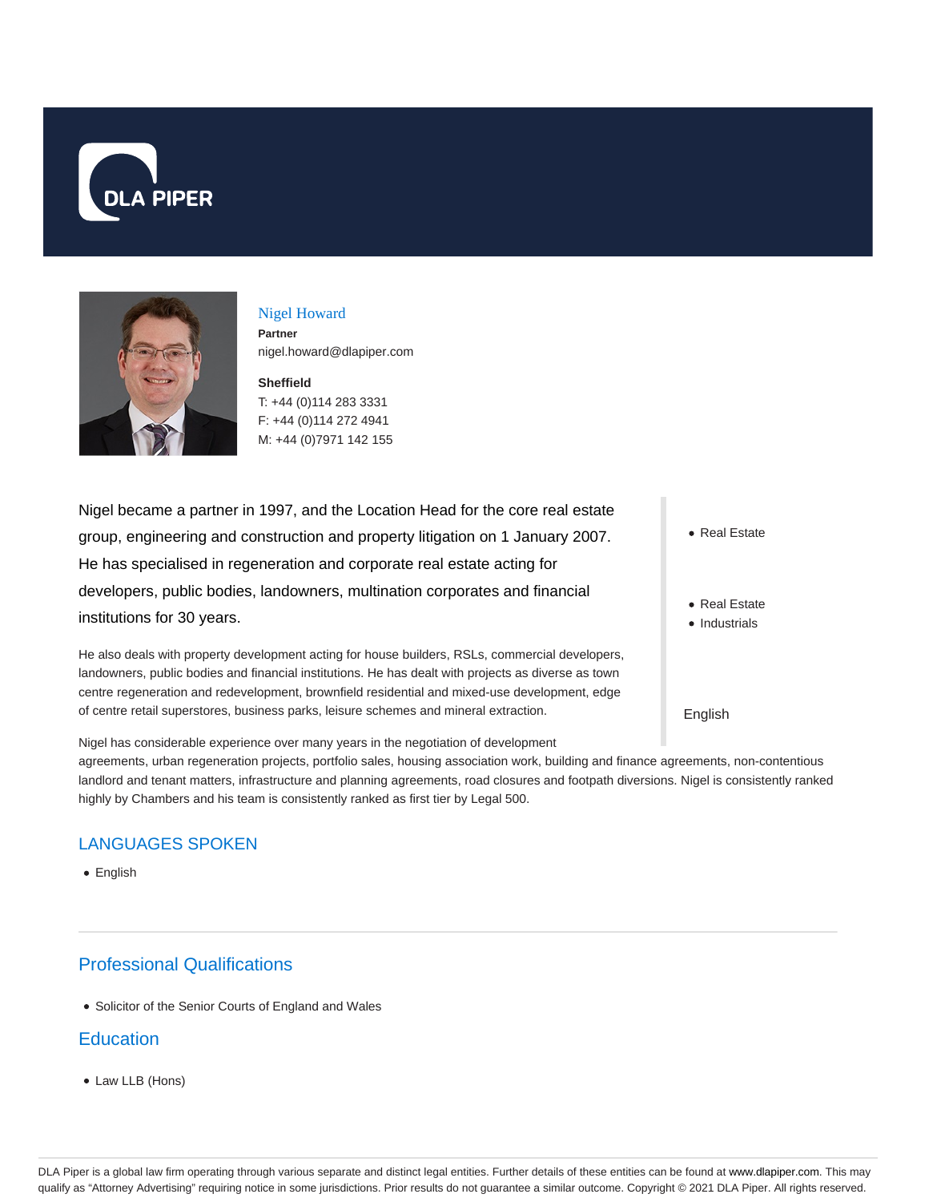DLA PIPER

## Nigel Howard

**Partner**

nigel.howard@dlapiper.com

**Sheffield**

T: +44 (0)114 283 3331

F: +44 (0)114 272 4941

M: +44 (0)7971 142 155

Nigel became a partner in 1997, and the Location Head for the core real estate group, engineering and construction and property litigation on 1 January 2007. He has specialised in regeneration and corporate real estate acting for developers, public bodies, landowners, multination corporates and financial institutions for 30 years.

He also deals with property development acting for house builders, RSLs, commercial developers, landowners, public bodies and financial institutions. He has dealt with projects as diverse as town centre regeneration and redevelopment, brownfield residential and mixed-use development, edge of centre retail superstores, business parks, leisure schemes and mineral extraction.

Nigel has considerable experience over many years in the negotiation of development agreements, urban regeneration projects, portfolio sales, housing association work, building and finance agreements, non-contentious landlord and tenant matters, infrastructure and planning agreements, road closures and footpath diversions. Nigel is consistently ranked highly by Chambers and his team is consistently ranked as first tier by Legal 500.

- Real Estate

- Real Estate
- Industrials

English

## LANGUAGES SPOKEN

- English

## Professional Qualifications

- Solicitor of the Senior Courts of England and Wales

## Education

- Law LLB (Hons)

DLA Piper is a global law firm operating through various separate and distinct legal entities. Further details of these entities can be found at www.dlapiper.com. This may qualify as "Attorney Advertising" requiring notice in some jurisdictions. Prior results do not guarantee a similar outcome. Copyright © 2021 DLA Piper. All rights reserved.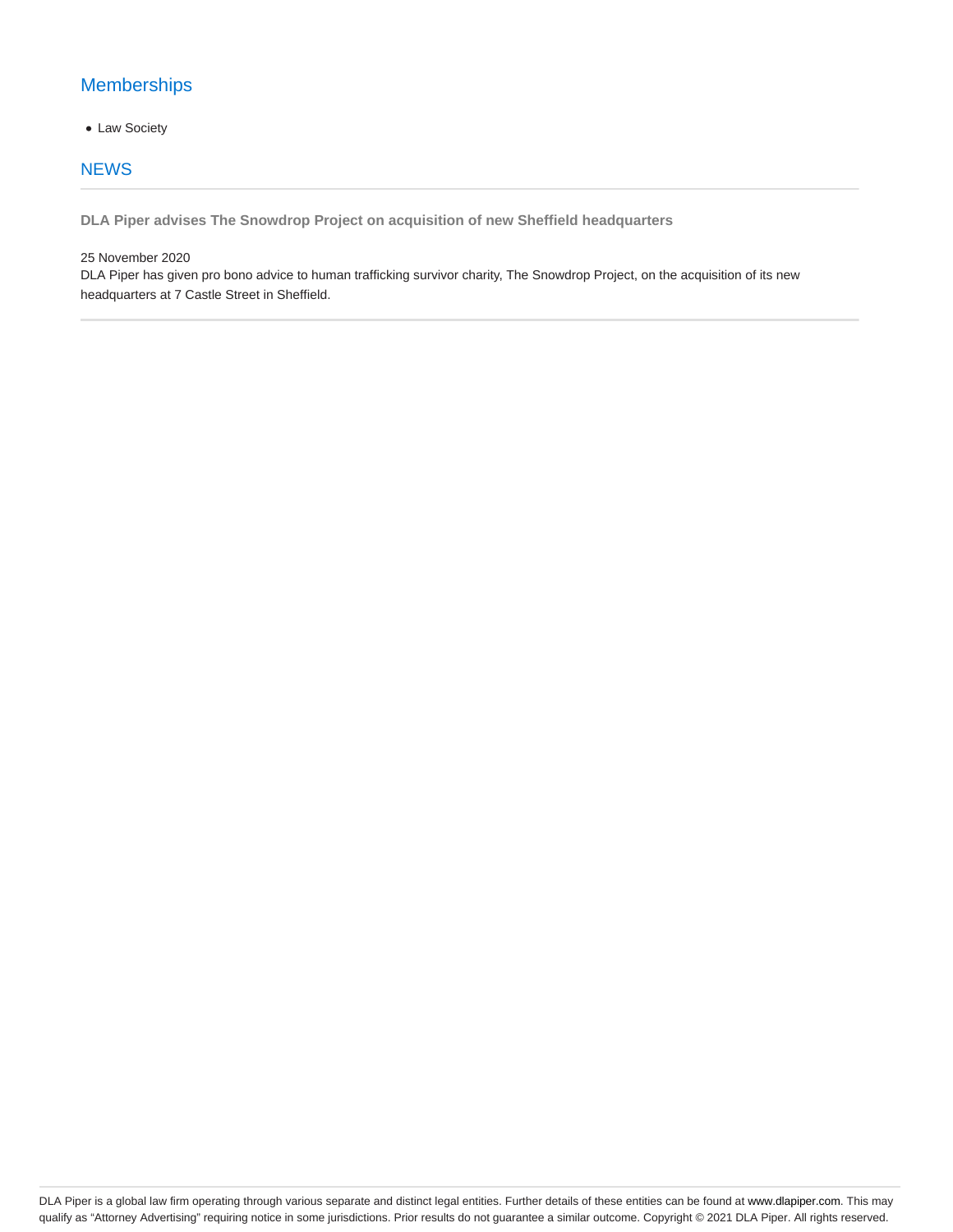## Memberships

- Law Society

## NEWS

**DLA Piper advises The Snowdrop Project on acquisition of new Sheffield headquarters**

25 November 2020
DLA Piper has given pro bono advice to human trafficking survivor charity, The Snowdrop Project, on the acquisition of its new headquarters at 7 Castle Street in Sheffield.